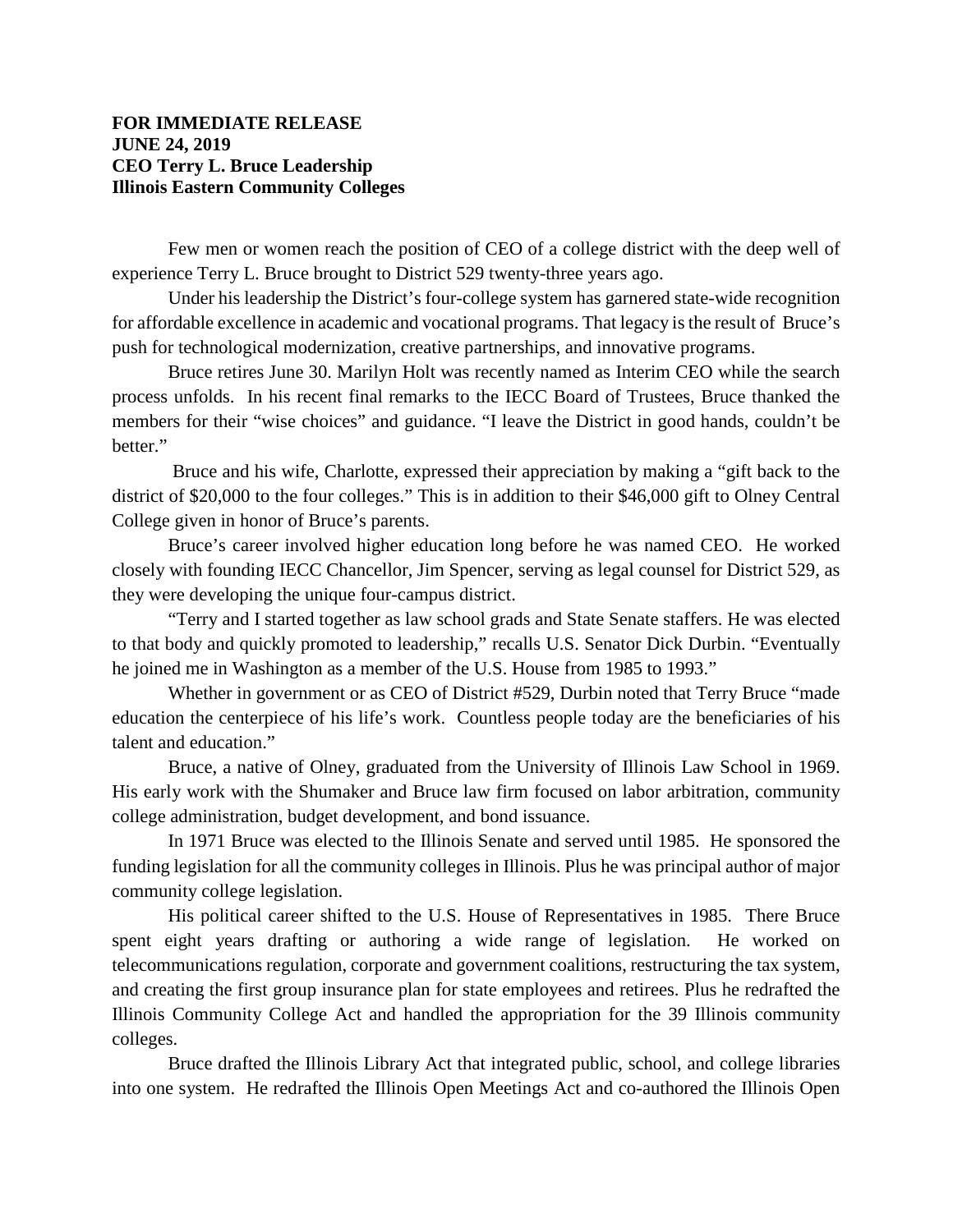**FOR IMMEDIATE RELEASE**
**JUNE 24, 2019**
**CEO Terry L. Bruce Leadership**
**Illinois Eastern Community Colleges**

Few men or women reach the position of CEO of a college district with the deep well of experience Terry L. Bruce brought to District 529 twenty-three years ago.

Under his leadership the District's four-college system has garnered state-wide recognition for affordable excellence in academic and vocational programs. That legacy is the result of Bruce's push for technological modernization, creative partnerships, and innovative programs.

Bruce retires June 30. Marilyn Holt was recently named as Interim CEO while the search process unfolds. In his recent final remarks to the IECC Board of Trustees, Bruce thanked the members for their "wise choices" and guidance. "I leave the District in good hands, couldn't be better."

Bruce and his wife, Charlotte, expressed their appreciation by making a "gift back to the district of $20,000 to the four colleges." This is in addition to their $46,000 gift to Olney Central College given in honor of Bruce's parents.

Bruce's career involved higher education long before he was named CEO. He worked closely with founding IECC Chancellor, Jim Spencer, serving as legal counsel for District 529, as they were developing the unique four-campus district.

"Terry and I started together as law school grads and State Senate staffers. He was elected to that body and quickly promoted to leadership," recalls U.S. Senator Dick Durbin. "Eventually he joined me in Washington as a member of the U.S. House from 1985 to 1993."

Whether in government or as CEO of District #529, Durbin noted that Terry Bruce "made education the centerpiece of his life's work. Countless people today are the beneficiaries of his talent and education."

Bruce, a native of Olney, graduated from the University of Illinois Law School in 1969. His early work with the Shumaker and Bruce law firm focused on labor arbitration, community college administration, budget development, and bond issuance.

In 1971 Bruce was elected to the Illinois Senate and served until 1985. He sponsored the funding legislation for all the community colleges in Illinois. Plus he was principal author of major community college legislation.

His political career shifted to the U.S. House of Representatives in 1985. There Bruce spent eight years drafting or authoring a wide range of legislation. He worked on telecommunications regulation, corporate and government coalitions, restructuring the tax system, and creating the first group insurance plan for state employees and retirees. Plus he redrafted the Illinois Community College Act and handled the appropriation for the 39 Illinois community colleges.

Bruce drafted the Illinois Library Act that integrated public, school, and college libraries into one system. He redrafted the Illinois Open Meetings Act and co-authored the Illinois Open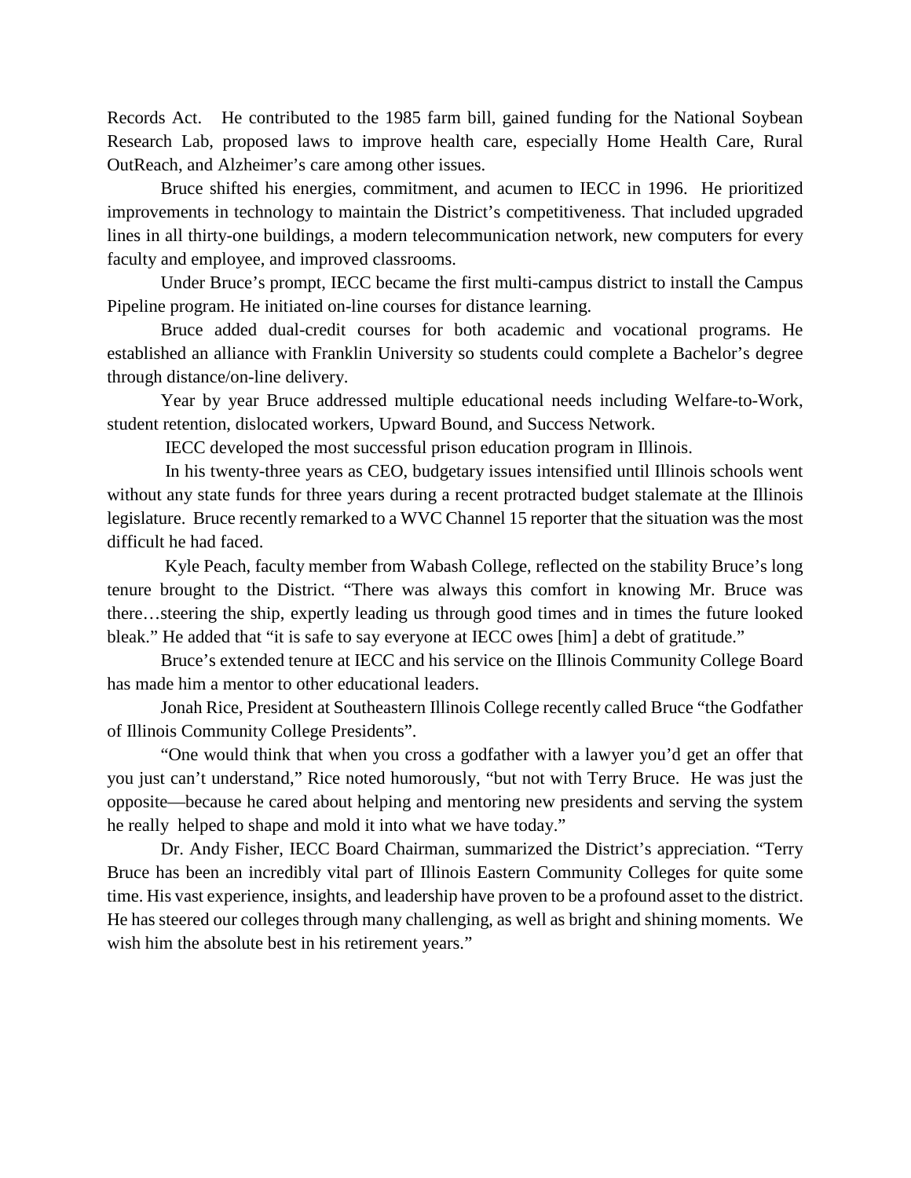Records Act. He contributed to the 1985 farm bill, gained funding for the National Soybean Research Lab, proposed laws to improve health care, especially Home Health Care, Rural OutReach, and Alzheimer's care among other issues.

Bruce shifted his energies, commitment, and acumen to IECC in 1996. He prioritized improvements in technology to maintain the District's competitiveness. That included upgraded lines in all thirty-one buildings, a modern telecommunication network, new computers for every faculty and employee, and improved classrooms.

Under Bruce's prompt, IECC became the first multi-campus district to install the Campus Pipeline program. He initiated on-line courses for distance learning.

Bruce added dual-credit courses for both academic and vocational programs. He established an alliance with Franklin University so students could complete a Bachelor's degree through distance/on-line delivery.

Year by year Bruce addressed multiple educational needs including Welfare-to-Work, student retention, dislocated workers, Upward Bound, and Success Network.

IECC developed the most successful prison education program in Illinois.

In his twenty-three years as CEO, budgetary issues intensified until Illinois schools went without any state funds for three years during a recent protracted budget stalemate at the Illinois legislature. Bruce recently remarked to a WVC Channel 15 reporter that the situation was the most difficult he had faced.

Kyle Peach, faculty member from Wabash College, reflected on the stability Bruce's long tenure brought to the District. "There was always this comfort in knowing Mr. Bruce was there…steering the ship, expertly leading us through good times and in times the future looked bleak." He added that "it is safe to say everyone at IECC owes [him] a debt of gratitude."

Bruce's extended tenure at IECC and his service on the Illinois Community College Board has made him a mentor to other educational leaders.

Jonah Rice, President at Southeastern Illinois College recently called Bruce "the Godfather of Illinois Community College Presidents".

"One would think that when you cross a godfather with a lawyer you'd get an offer that you just can't understand," Rice noted humorously, "but not with Terry Bruce. He was just the opposite—because he cared about helping and mentoring new presidents and serving the system he really helped to shape and mold it into what we have today."

Dr. Andy Fisher, IECC Board Chairman, summarized the District's appreciation. "Terry Bruce has been an incredibly vital part of Illinois Eastern Community Colleges for quite some time. His vast experience, insights, and leadership have proven to be a profound asset to the district. He has steered our colleges through many challenging, as well as bright and shining moments. We wish him the absolute best in his retirement years."